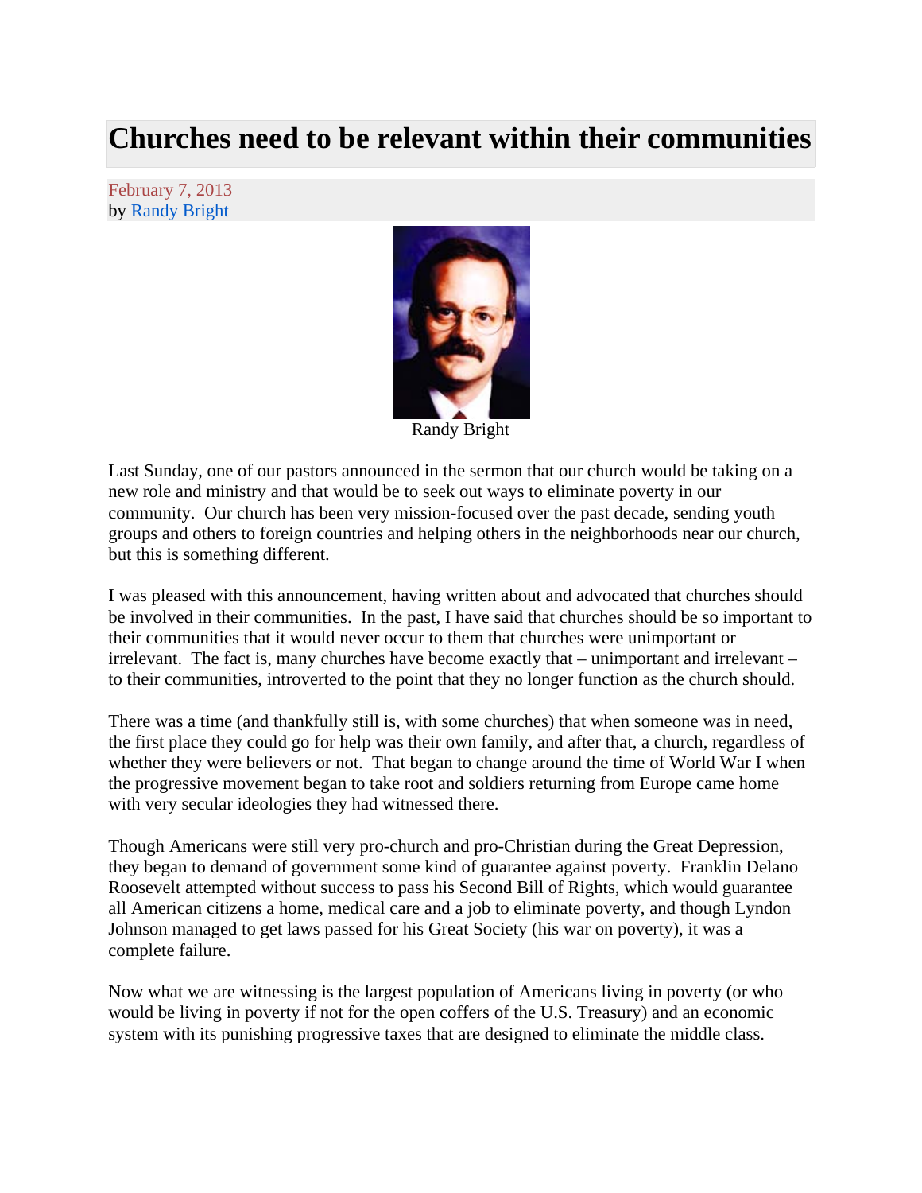# Churches need to be relevant within their communities

February 7, 2013
by Randy Bright

Randy Bright

Last Sunday, one of our pastors announced in the sermon that our church would be taking on a new role and ministry and that would be to seek out ways to eliminate poverty in our community. Our church has been very mission-focused over the past decade, sending youth groups and others to foreign countries and helping others in the neighborhoods near our church, but this is something different.

I was pleased with this announcement, having written about and advocated that churches should be involved in their communities. In the past, I have said that churches should be so important to their communities that it would never occur to them that churches were unimportant or irrelevant. The fact is, many churches have become exactly that – unimportant and irrelevant – to their communities, introverted to the point that they no longer function as the church should.

There was a time (and thankfully still is, with some churches) that when someone was in need, the first place they could go for help was their own family, and after that, a church, regardless of whether they were believers or not. That began to change around the time of World War I when the progressive movement began to take root and soldiers returning from Europe came home with very secular ideologies they had witnessed there.

Though Americans were still very pro-church and pro-Christian during the Great Depression, they began to demand of government some kind of guarantee against poverty. Franklin Delano Roosevelt attempted without success to pass his Second Bill of Rights, which would guarantee all American citizens a home, medical care and a job to eliminate poverty, and though Lyndon Johnson managed to get laws passed for his Great Society (his war on poverty), it was a complete failure.

Now what we are witnessing is the largest population of Americans living in poverty (or who would be living in poverty if not for the open coffers of the U.S. Treasury) and an economic system with its punishing progressive taxes that are designed to eliminate the middle class.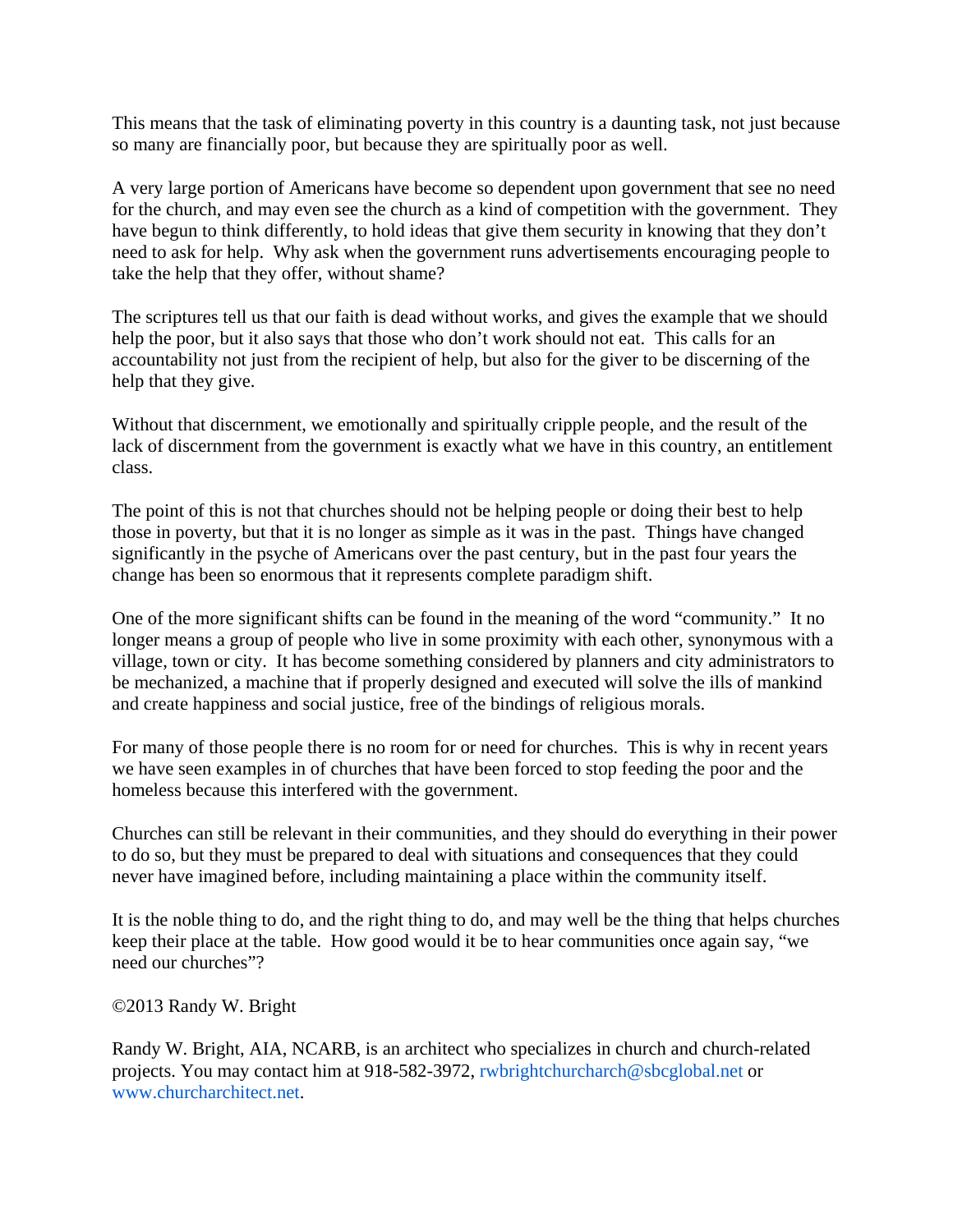This means that the task of eliminating poverty in this country is a daunting task, not just because so many are financially poor, but because they are spiritually poor as well.

A very large portion of Americans have become so dependent upon government that see no need for the church, and may even see the church as a kind of competition with the government. They have begun to think differently, to hold ideas that give them security in knowing that they don't need to ask for help. Why ask when the government runs advertisements encouraging people to take the help that they offer, without shame?

The scriptures tell us that our faith is dead without works, and gives the example that we should help the poor, but it also says that those who don't work should not eat. This calls for an accountability not just from the recipient of help, but also for the giver to be discerning of the help that they give.

Without that discernment, we emotionally and spiritually cripple people, and the result of the lack of discernment from the government is exactly what we have in this country, an entitlement class.

The point of this is not that churches should not be helping people or doing their best to help those in poverty, but that it is no longer as simple as it was in the past. Things have changed significantly in the psyche of Americans over the past century, but in the past four years the change has been so enormous that it represents complete paradigm shift.

One of the more significant shifts can be found in the meaning of the word "community." It no longer means a group of people who live in some proximity with each other, synonymous with a village, town or city. It has become something considered by planners and city administrators to be mechanized, a machine that if properly designed and executed will solve the ills of mankind and create happiness and social justice, free of the bindings of religious morals.

For many of those people there is no room for or need for churches. This is why in recent years we have seen examples in of churches that have been forced to stop feeding the poor and the homeless because this interfered with the government.

Churches can still be relevant in their communities, and they should do everything in their power to do so, but they must be prepared to deal with situations and consequences that they could never have imagined before, including maintaining a place within the community itself.

It is the noble thing to do, and the right thing to do, and may well be the thing that helps churches keep their place at the table. How good would it be to hear communities once again say, "we need our churches"?

©2013 Randy W. Bright

Randy W. Bright, AIA, NCARB, is an architect who specializes in church and church-related projects. You may contact him at 918-582-3972, rwbrightchurcharch@sbcglobal.net or www.churcharchitect.net.